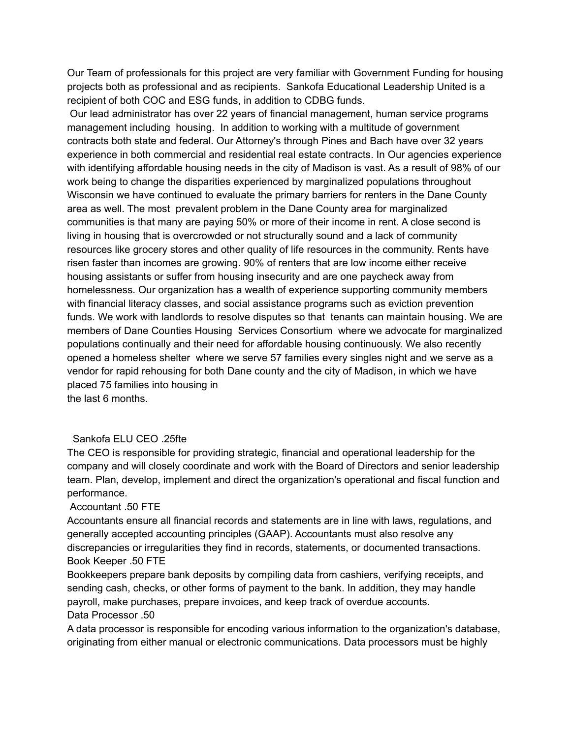Our Team of professionals for this project are very familiar with Government Funding for housing projects both as professional and as recipients. Sankofa Educational Leadership United is a recipient of both COC and ESG funds, in addition to CDBG funds.

Our lead administrator has over 22 years of financial management, human service programs management including housing. In addition to working with a multitude of government contracts both state and federal. Our Attorney's through Pines and Bach have over 32 years experience in both commercial and residential real estate contracts. In Our agencies experience with identifying affordable housing needs in the city of Madison is vast. As a result of 98% of our work being to change the disparities experienced by marginalized populations throughout Wisconsin we have continued to evaluate the primary barriers for renters in the Dane County area as well. The most prevalent problem in the Dane County area for marginalized communities is that many are paying 50% or more of their income in rent. A close second is living in housing that is overcrowded or not structurally sound and a lack of community resources like grocery stores and other quality of life resources in the community. Rents have risen faster than incomes are growing. 90% of renters that are low income either receive housing assistants or suffer from housing insecurity and are one paycheck away from homelessness. Our organization has a wealth of experience supporting community members with financial literacy classes, and social assistance programs such as eviction prevention funds. We work with landlords to resolve disputes so that tenants can maintain housing. We are members of Dane Counties Housing Services Consortium where we advocate for marginalized populations continually and their need for affordable housing continuously. We also recently opened a homeless shelter where we serve 57 families every singles night and we serve as a vendor for rapid rehousing for both Dane county and the city of Madison, in which we have placed 75 families into housing in the last 6 months.

Sankofa ELU CEO .25fte

The CEO is responsible for providing strategic, financial and operational leadership for the company and will closely coordinate and work with the Board of Directors and senior leadership team. Plan, develop, implement and direct the organization's operational and fiscal function and performance.

Accountant .50 FTE

Accountants ensure all financial records and statements are in line with laws, regulations, and generally accepted accounting principles (GAAP). Accountants must also resolve any discrepancies or irregularities they find in records, statements, or documented transactions.

Book Keeper .50 FTE

Bookkeepers prepare bank deposits by compiling data from cashiers, verifying receipts, and sending cash, checks, or other forms of payment to the bank. In addition, they may handle payroll, make purchases, prepare invoices, and keep track of overdue accounts.

Data Processor .50

A data processor is responsible for encoding various information to the organization's database, originating from either manual or electronic communications. Data processors must be highly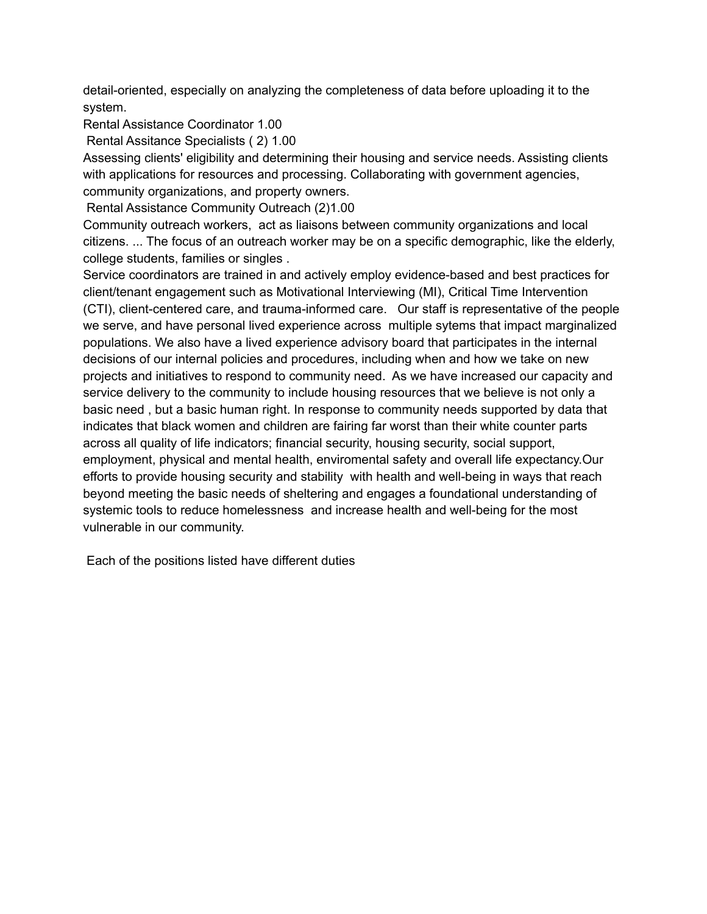detail-oriented, especially on analyzing the completeness of data before uploading it to the system.

Rental Assistance Coordinator 1.00

Rental Assitance Specialists ( 2) 1.00

Assessing clients' eligibility and determining their housing and service needs. Assisting clients with applications for resources and processing. Collaborating with government agencies, community organizations, and property owners.

Rental Assistance Community Outreach (2)1.00

Community outreach workers, act as liaisons between community organizations and local citizens. ... The focus of an outreach worker may be on a specific demographic, like the elderly, college students, families or singles .

Service coordinators are trained in and actively employ evidence-based and best practices for client/tenant engagement such as Motivational Interviewing (MI), Critical Time Intervention (CTI), client-centered care, and trauma-informed care. Our staff is representative of the people we serve, and have personal lived experience across multiple sytems that impact marginalized populations. We also have a lived experience advisory board that participates in the internal decisions of our internal policies and procedures, including when and how we take on new projects and initiatives to respond to community need. As we have increased our capacity and service delivery to the community to include housing resources that we believe is not only a basic need , but a basic human right. In response to community needs supported by data that indicates that black women and children are fairing far worst than their white counter parts across all quality of life indicators; financial security, housing security, social support, employment, physical and mental health, enviromental safety and overall life expectancy.Our efforts to provide housing security and stability with health and well-being in ways that reach beyond meeting the basic needs of sheltering and engages a foundational understanding of systemic tools to reduce homelessness and increase health and well-being for the most vulnerable in our community.

Each of the positions listed have different duties